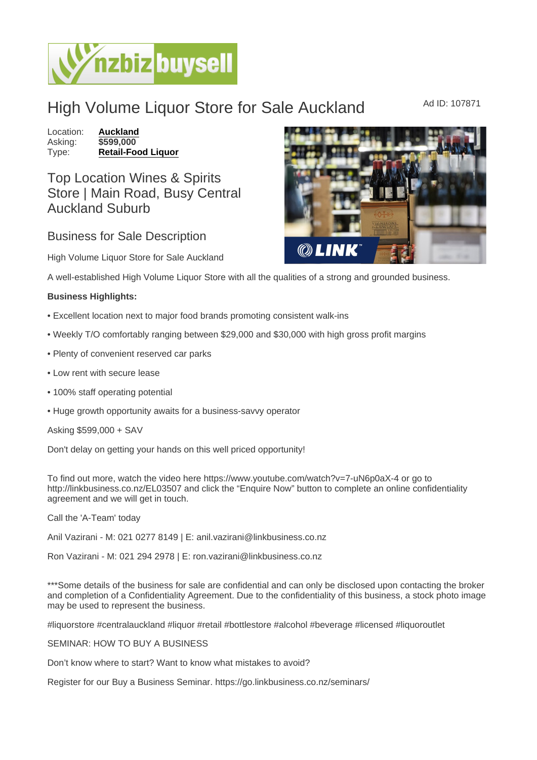# High Volume Liquor Store for Sale Auckland

Ad ID: 107871

Location: **Auckland**
Asking: **$599,000**
Type: **Retail-Food Liquor**

## Top Location Wines & Spirits Store | Main Road, Busy Central Auckland Suburb

### Business for Sale Description

High Volume Liquor Store for Sale Auckland

A well-established High Volume Liquor Store with all the qualities of a strong and grounded business.

**Business Highlights:**

• Excellent location next to major food brands promoting consistent walk-ins

• Weekly T/O comfortably ranging between $29,000 and $30,000 with high gross profit margins

• Plenty of convenient reserved car parks

• Low rent with secure lease

• 100% staff operating potential

• Huge growth opportunity awaits for a business-savvy operator

Asking $599,000 + SAV

Don't delay on getting your hands on this well priced opportunity!

To find out more, watch the video here https://www.youtube.com/watch?v=7-uN6p0aX-4 or go to http://linkbusiness.co.nz/EL03507 and click the "Enquire Now" button to complete an online confidentiality agreement and we will get in touch.

Call the 'A-Team' today

Anil Vazirani - M: 021 0277 8149 | E: anil.vazirani@linkbusiness.co.nz

Ron Vazirani - M: 021 294 2978 | E: ron.vazirani@linkbusiness.co.nz

***Some details of the business for sale are confidential and can only be disclosed upon contacting the broker and completion of a Confidentiality Agreement. Due to the confidentiality of this business, a stock photo image may be used to represent the business.

#liquorstore #centralauckland #liquor #retail #bottlestore #alcohol #beverage #licensed #liquoroutlet

SEMINAR: HOW TO BUY A BUSINESS

Don't know where to start? Want to know what mistakes to avoid?

Register for our Buy a Business Seminar. https://go.linkbusiness.co.nz/seminars/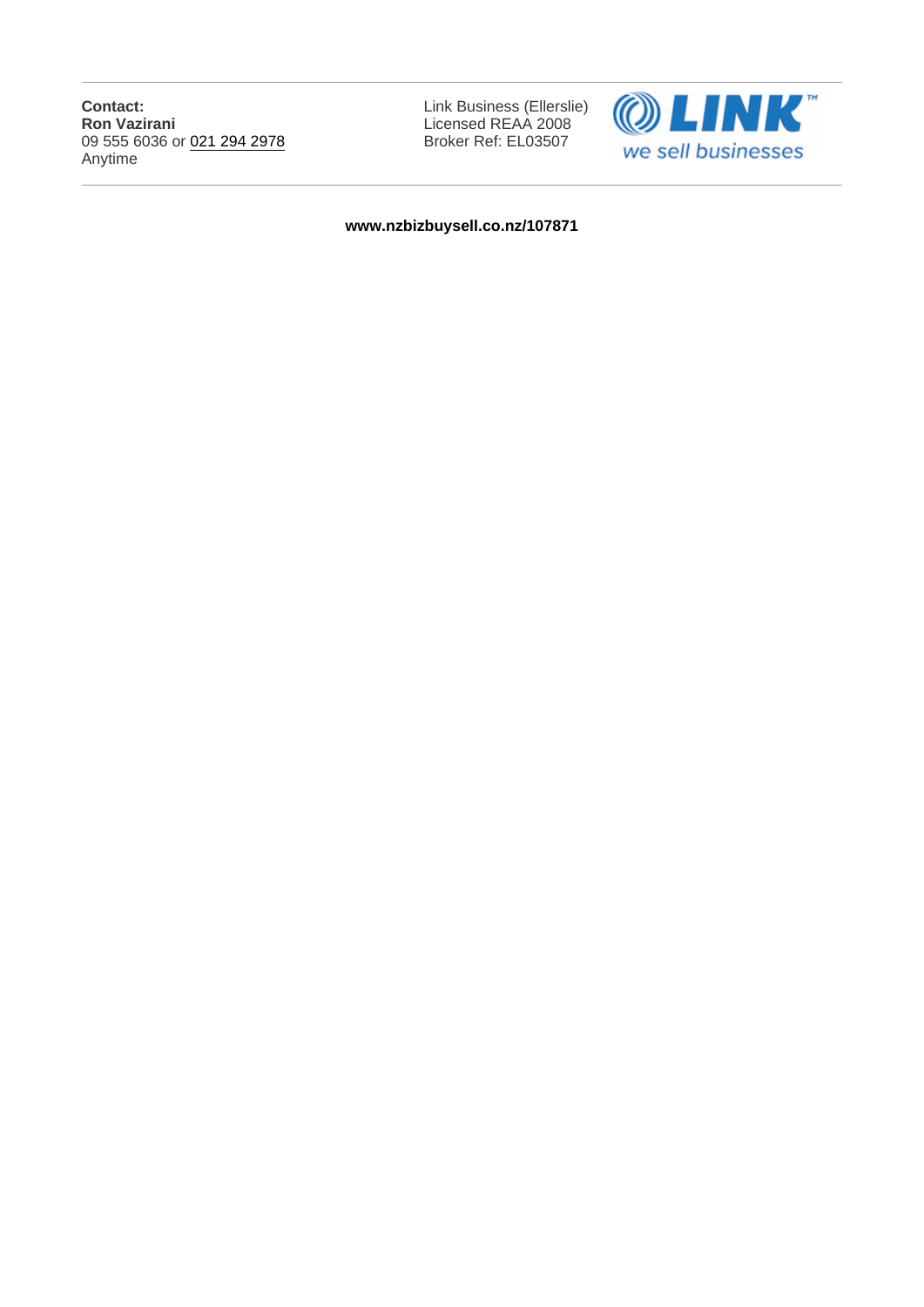**Contact:**
**Ron Vazirani**
09 555 6036 or 021 294 2978
Anytime

Link Business (Ellerslie)
Licensed REAA 2008
Broker Ref: EL03507

LINK™
we sell businesses

**www.nzbizbuysell.co.nz/107871**